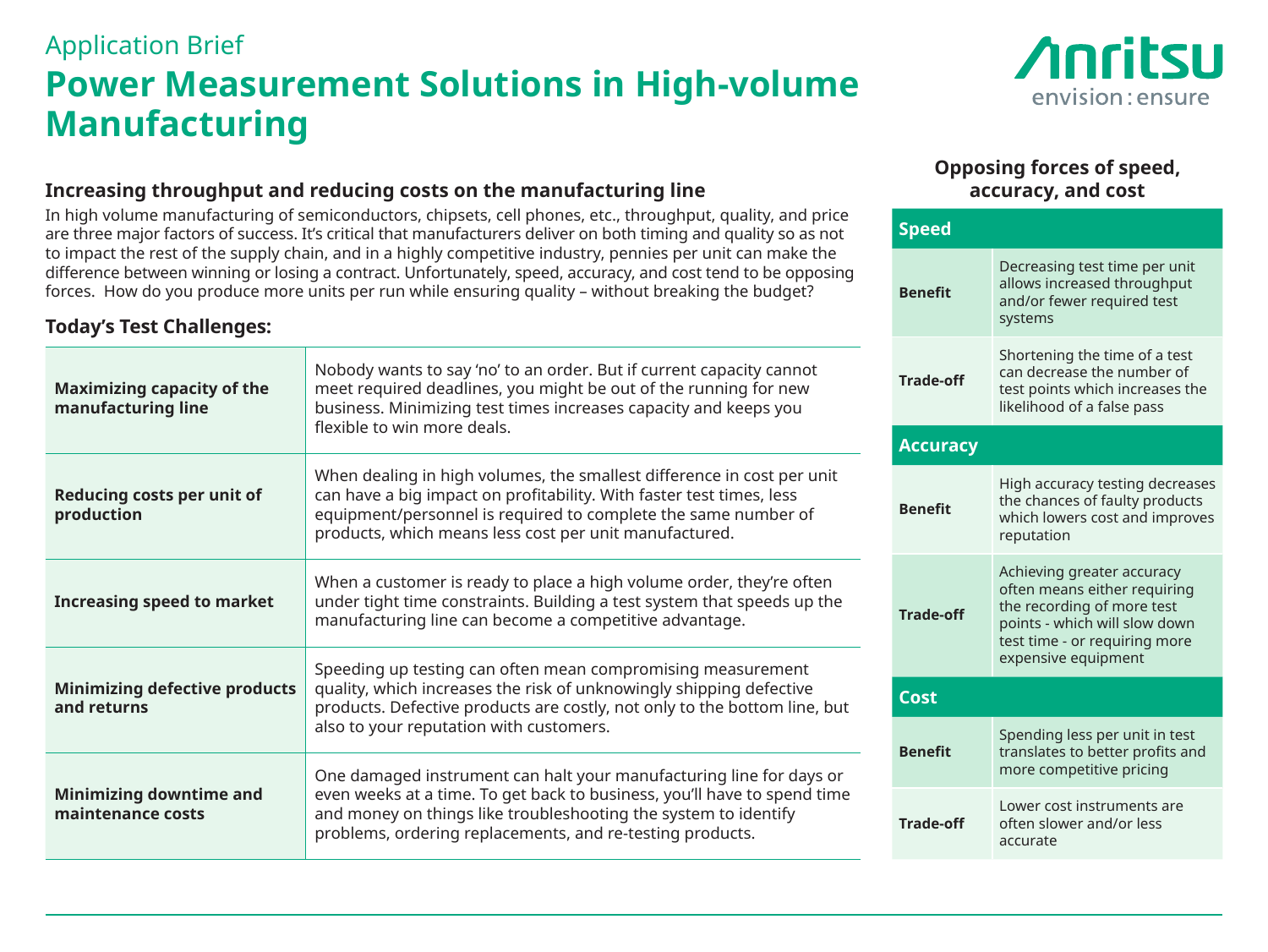Application Brief

# Power Measurement Solutions in High-volume Manufacturing

## Increasing throughput and reducing costs on the manufacturing line

In high volume manufacturing of semiconductors, chipsets, cell phones, etc., throughput, quality, and price are three major factors of success. It's critical that manufacturers deliver on both timing and quality so as not to impact the rest of the supply chain, and in a highly competitive industry, pennies per unit can make the difference between winning or losing a contract. Unfortunately, speed, accuracy, and cost tend to be opposing forces. How do you produce more units per run while ensuring quality – without breaking the budget?

### Today's Test Challenges:

| | |
|---|---|
| **Maximizing capacity of the manufacturing line** | Nobody wants to say 'no' to an order. But if current capacity cannot meet required deadlines, you might be out of the running for new business. Minimizing test times increases capacity and keeps you flexible to win more deals. |
| **Reducing costs per unit of production** | When dealing in high volumes, the smallest difference in cost per unit can have a big impact on profitability. With faster test times, less equipment/personnel is required to complete the same number of products, which means less cost per unit manufactured. |
| **Increasing speed to market** | When a customer is ready to place a high volume order, they're often under tight time constraints. Building a test system that speeds up the manufacturing line can become a competitive advantage. |
| **Minimizing defective products and returns** | Speeding up testing can often mean compromising measurement quality, which increases the risk of unknowingly shipping defective products. Defective products are costly, not only to the bottom line, but also to your reputation with customers. |
| **Minimizing downtime and maintenance costs** | One damaged instrument can halt your manufacturing line for days or even weeks at a time. To get back to business, you'll have to spend time and money on things like troubleshooting the system to identify problems, ordering replacements, and re-testing products. |

### Opposing forces of speed, accuracy, and cost

| **Speed** | |
|---|---|
| **Benefit** | Decreasing test time per unit allows increased throughput and/or fewer required test systems |
| **Trade-off** | Shortening the time of a test can decrease the number of test points which increases the likelihood of a false pass |
| **Accuracy** | |
| **Benefit** | High accuracy testing decreases the chances of faulty products which lowers cost and improves reputation |
| **Trade-off** | Achieving greater accuracy often means either requiring the recording of more test points - which will slow down test time - or requiring more expensive equipment |
| **Cost** | |
| **Benefit** | Spending less per unit in test translates to better profits and more competitive pricing |
| **Trade-off** | Lower cost instruments are often slower and/or less accurate |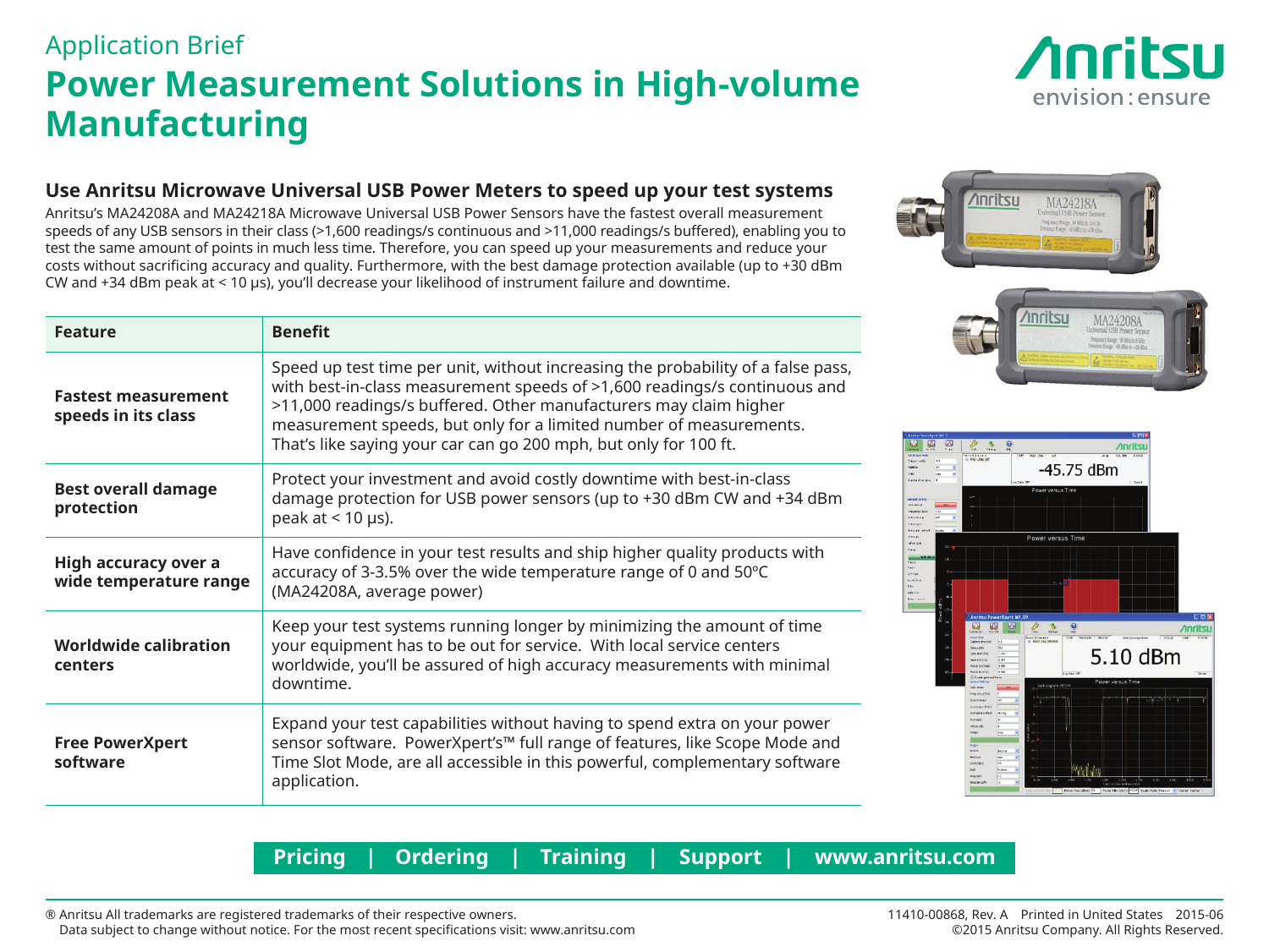Application Brief

# Power Measurement Solutions in High-volume Manufacturing

## Use Anritsu Microwave Universal USB Power Meters to speed up your test systems

Anritsu's MA24208A and MA24218A Microwave Universal USB Power Sensors have the fastest overall measurement speeds of any USB sensors in their class (>1,600 readings/s continuous and >11,000 readings/s buffered), enabling you to test the same amount of points in much less time. Therefore, you can speed up your measurements and reduce your costs without sacrificing accuracy and quality. Furthermore, with the best damage protection available (up to +30 dBm CW and +34 dBm peak at < 10 µs), you'll decrease your likelihood of instrument failure and downtime.

| Feature | Benefit |
|---|---|
| **Fastest measurement speeds in its class** | Speed up test time per unit, without increasing the probability of a false pass, with best-in-class measurement speeds of >1,600 readings/s continuous and >11,000 readings/s buffered. Other manufacturers may claim higher measurement speeds, but only for a limited number of measurements. That's like saying your car can go 200 mph, but only for 100 ft. |
| **Best overall damage protection** | Protect your investment and avoid costly downtime with best-in-class damage protection for USB power sensors (up to +30 dBm CW and +34 dBm peak at < 10 µs). |
| **High accuracy over a wide temperature range** | Have confidence in your test results and ship higher quality products with accuracy of 3-3.5% over the wide temperature range of 0 and 50ºC (MA24208A, average power) |
| **Worldwide calibration centers** | Keep your test systems running longer by minimizing the amount of time your equipment has to be out for service. With local service centers worldwide, you'll be assured of high accuracy measurements with minimal downtime. |
| **Free PowerXpert software** | Expand your test capabilities without having to spend extra on your power sensor software. PowerXpert's™ full range of features, like Scope Mode and Time Slot Mode, are all accessible in this powerful, complementary software application. |

**Pricing | Ordering | Training | Support | www.anritsu.com**

® Anritsu All trademarks are registered trademarks of their respective owners.
Data subject to change without notice. For the most recent specifications visit: www.anritsu.com

11410-00868, Rev. A Printed in United States 2015-06
©2015 Anritsu Company. All Rights Reserved.